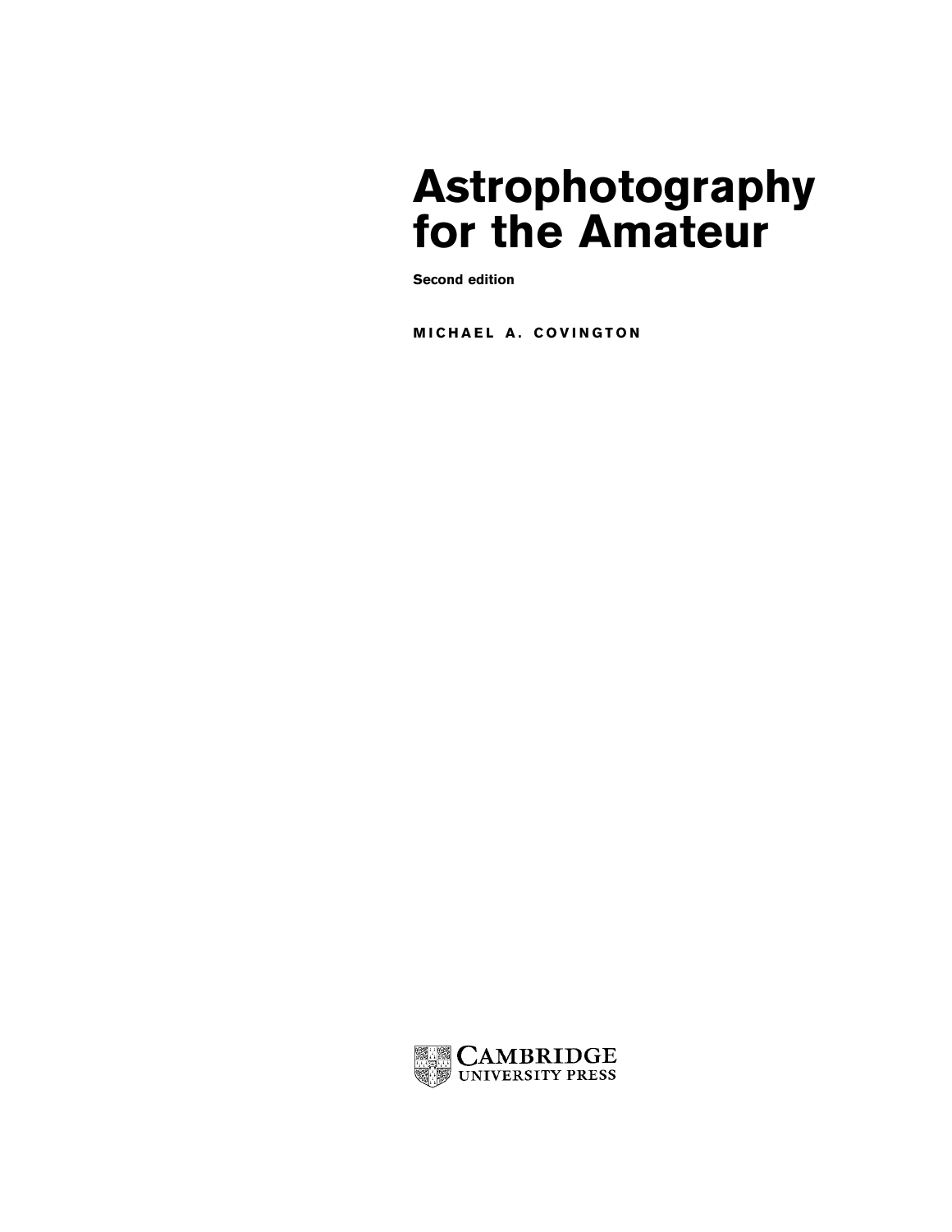# Astrophotography for the Amateur

**Second edition**

**MICHAEL A. COVINGTON**

CAMBRIDGE UNIVERSITY PRESS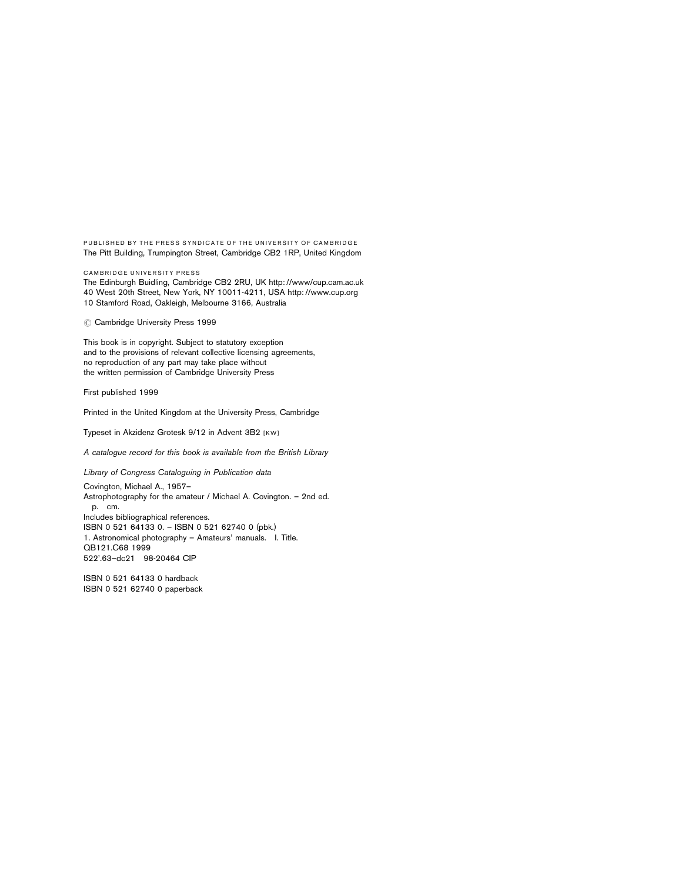PUBLISHED BY THE PRESS SYNDICATE OF THE UNIVERSITY OF CAMBRIDGE
The Pitt Building, Trumpington Street, Cambridge CB2 1RP, United Kingdom

CAMBRIDGE UNIVERSITY PRESS
The Edinburgh Buidling, Cambridge CB2 2RU, UK http: //www/cup.cam.ac.uk
40 West 20th Street, New York, NY 10011-4211, USA http: //www.cup.org
10 Stamford Road, Oakleigh, Melbourne 3166, Australia

© Cambridge University Press 1999

This book is in copyright. Subject to statutory exception
and to the provisions of relevant collective licensing agreements,
no reproduction of any part may take place without
the written permission of Cambridge University Press

First published 1999

Printed in the United Kingdom at the University Press, Cambridge

Typeset in Akzidenz Grotesk 9/12 in Advent 3B2 [KW]

*A catalogue record for this book is available from the British Library*

*Library of Congress Cataloguing in Publication data*

Covington, Michael A., 1957–
Astrophotography for the amateur / Michael A. Covington. – 2nd ed.
p. cm.
Includes bibliographical references.
ISBN 0 521 64133 0. – ISBN 0 521 62740 0 (pbk.)
1. Astronomical photography – Amateurs' manuals. I. Title.
QB121.C68 1999
522'.63–dc21 98-20464 CIP

ISBN 0 521 64133 0 hardback
ISBN 0 521 62740 0 paperback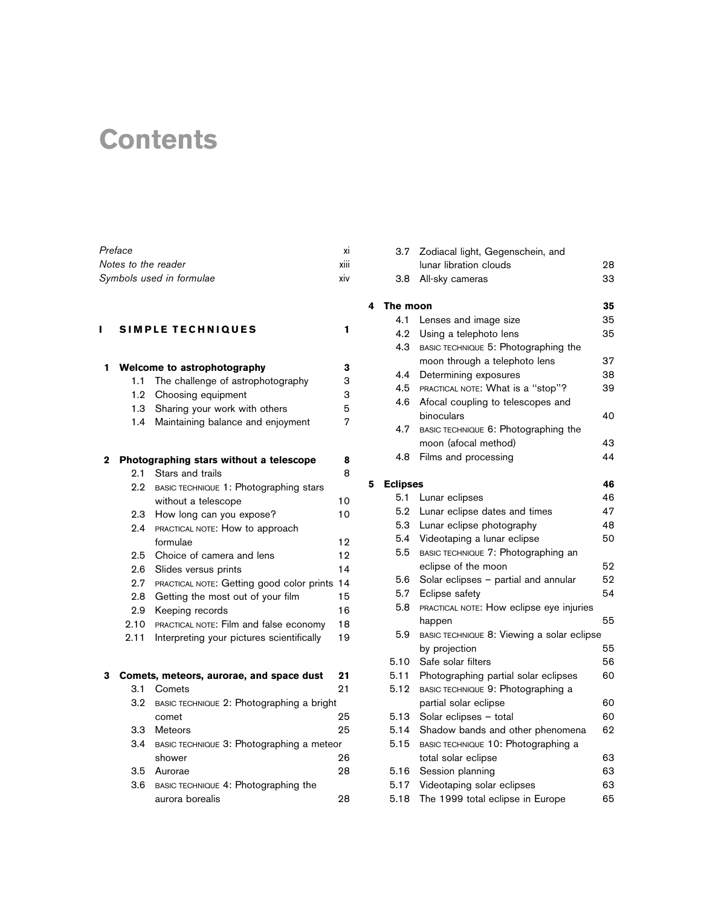# Contents

*Preface* xi
*Notes to the reader* xiii
*Symbols used in formulae* xiv

## I SIMPLE TECHNIQUES 1

**1 Welcome to astrophotography 3**

- 1.1 The challenge of astrophotography 3
- 1.2 Choosing equipment 3
- 1.3 Sharing your work with others 5
- 1.4 Maintaining balance and enjoyment 7

**2 Photographing stars without a telescope 8**

- 2.1 Stars and trails 8
- 2.2 BASIC TECHNIQUE 1: Photographing stars without a telescope 10
- 2.3 How long can you expose? 10
- 2.4 PRACTICAL NOTE: How to approach formulae 12
- 2.5 Choice of camera and lens 12
- 2.6 Slides versus prints 14
- 2.7 PRACTICAL NOTE: Getting good color prints 14
- 2.8 Getting the most out of your film 15
- 2.9 Keeping records 16
- 2.10 PRACTICAL NOTE: Film and false economy 18
- 2.11 Interpreting your pictures scientifically 19

**3 Comets, meteors, aurorae, and space dust 21**

- 3.1 Comets 21
- 3.2 BASIC TECHNIQUE 2: Photographing a bright comet 25
- 3.3 Meteors 25
- 3.4 BASIC TECHNIQUE 3: Photographing a meteor shower 26
- 3.5 Aurorae 28
- 3.6 BASIC TECHNIQUE 4: Photographing the aurora borealis 28
- 3.7 Zodiacal light, Gegenschein, and lunar libration clouds 28
- 3.8 All-sky cameras 33

**4 The moon 35**

- 4.1 Lenses and image size 35
- 4.2 Using a telephoto lens 35
- 4.3 BASIC TECHNIQUE 5: Photographing the moon through a telephoto lens 37
- 4.4 Determining exposures 38
- 4.5 PRACTICAL NOTE: What is a "stop"? 39
- 4.6 Afocal coupling to telescopes and binoculars 40
- 4.7 BASIC TECHNIQUE 6: Photographing the moon (afocal method) 43
- 4.8 Films and processing 44

**5 Eclipses 46**

- 5.1 Lunar eclipses 46
- 5.2 Lunar eclipse dates and times 47
- 5.3 Lunar eclipse photography 48
- 5.4 Videotaping a lunar eclipse 50
- 5.5 BASIC TECHNIQUE 7: Photographing an eclipse of the moon 52
- 5.6 Solar eclipses – partial and annular 52
- 5.7 Eclipse safety 54
- 5.8 PRACTICAL NOTE: How eclipse eye injuries happen 55
- 5.9 BASIC TECHNIQUE 8: Viewing a solar eclipse by projection 55
- 5.10 Safe solar filters 56
- 5.11 Photographing partial solar eclipses 60
- 5.12 BASIC TECHNIQUE 9: Photographing a partial solar eclipse 60
- 5.13 Solar eclipses – total 60
- 5.14 Shadow bands and other phenomena 62
- 5.15 BASIC TECHNIQUE 10: Photographing a total solar eclipse 63
- 5.16 Session planning 63
- 5.17 Videotaping solar eclipses 63
- 5.18 The 1999 total eclipse in Europe 65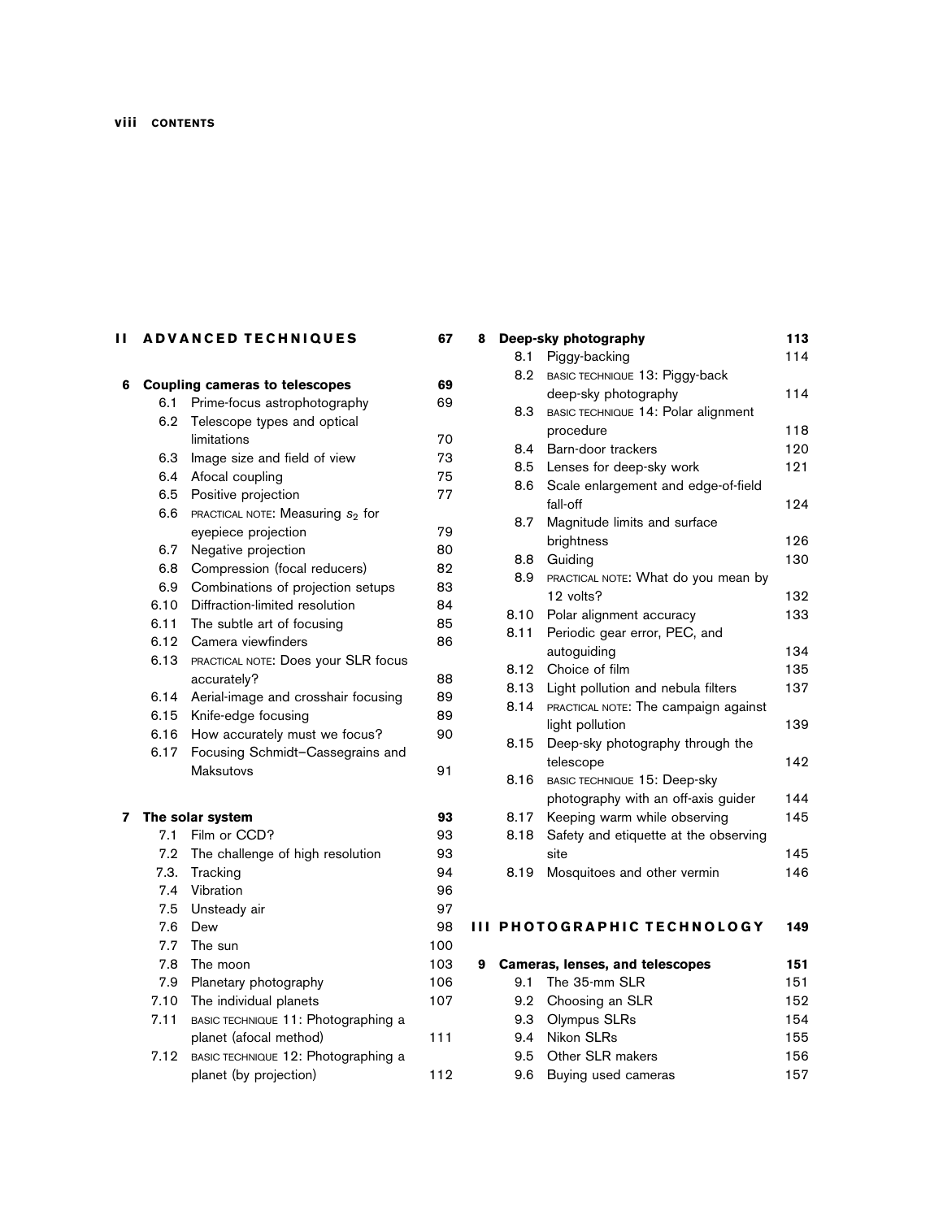## II ADVANCED TECHNIQUES — 67

### 6 Coupling cameras to telescopes — 69

- 6.1 Prime-focus astrophotography — 69
- 6.2 Telescope types and optical limitations — 70
- 6.3 Image size and field of view — 73
- 6.4 Afocal coupling — 75
- 6.5 Positive projection — 77
- 6.6 PRACTICAL NOTE: Measuring $s_2$ for eyepiece projection — 79
- 6.7 Negative projection — 80
- 6.8 Compression (focal reducers) — 82
- 6.9 Combinations of projection setups — 83
- 6.10 Diffraction-limited resolution — 84
- 6.11 The subtle art of focusing — 85
- 6.12 Camera viewfinders — 86
- 6.13 PRACTICAL NOTE: Does your SLR focus accurately? — 88
- 6.14 Aerial-image and crosshair focusing — 89
- 6.15 Knife-edge focusing — 89
- 6.16 How accurately must we focus? — 90
- 6.17 Focusing Schmidt–Cassegrains and Maksutovs — 91

### 7 The solar system — 93

- 7.1 Film or CCD? — 93
- 7.2 The challenge of high resolution — 93
- 7.3. Tracking — 94
- 7.4 Vibration — 96
- 7.5 Unsteady air — 97
- 7.6 Dew — 98
- 7.7 The sun — 100
- 7.8 The moon — 103
- 7.9 Planetary photography — 106
- 7.10 The individual planets — 107
- 7.11 BASIC TECHNIQUE 11: Photographing a planet (afocal method) — 111
- 7.12 BASIC TECHNIQUE 12: Photographing a planet (by projection) — 112

### 8 Deep-sky photography — 113

- 8.1 Piggy-backing — 114
- 8.2 BASIC TECHNIQUE 13: Piggy-back deep-sky photography — 114
- 8.3 BASIC TECHNIQUE 14: Polar alignment procedure — 118
- 8.4 Barn-door trackers — 120
- 8.5 Lenses for deep-sky work — 121
- 8.6 Scale enlargement and edge-of-field fall-off — 124
- 8.7 Magnitude limits and surface brightness — 126
- 8.8 Guiding — 130
- 8.9 PRACTICAL NOTE: What do you mean by 12 volts? — 132
- 8.10 Polar alignment accuracy — 133
- 8.11 Periodic gear error, PEC, and autoguiding — 134
- 8.12 Choice of film — 135
- 8.13 Light pollution and nebula filters — 137
- 8.14 PRACTICAL NOTE: The campaign against light pollution — 139
- 8.15 Deep-sky photography through the telescope — 142
- 8.16 BASIC TECHNIQUE 15: Deep-sky photography with an off-axis guider — 144
- 8.17 Keeping warm while observing — 145
- 8.18 Safety and etiquette at the observing site — 145
- 8.19 Mosquitoes and other vermin — 146

## III PHOTOGRAPHIC TECHNOLOGY — 149

### 9 Cameras, lenses, and telescopes — 151

- 9.1 The 35-mm SLR — 151
- 9.2 Choosing an SLR — 152
- 9.3 Olympus SLRs — 154
- 9.4 Nikon SLRs — 155
- 9.5 Other SLR makers — 156
- 9.6 Buying used cameras — 157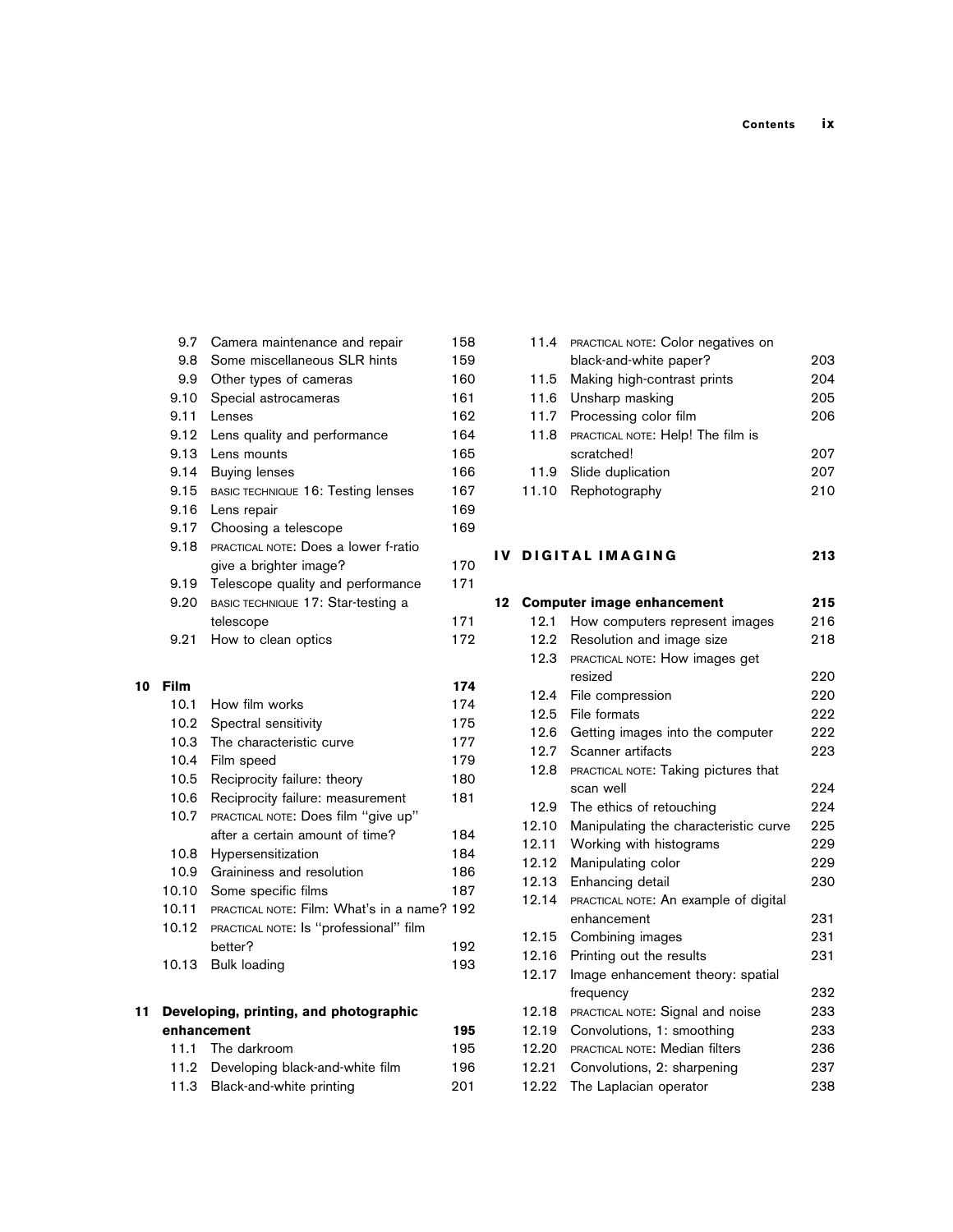| | | |
|---|---|---|
| 9.7 | Camera maintenance and repair | 158 |
| 9.8 | Some miscellaneous SLR hints | 159 |
| 9.9 | Other types of cameras | 160 |
| 9.10 | Special astrocameras | 161 |
| 9.11 | Lenses | 162 |
| 9.12 | Lens quality and performance | 164 |
| 9.13 | Lens mounts | 165 |
| 9.14 | Buying lenses | 166 |
| 9.15 | BASIC TECHNIQUE 16: Testing lenses | 167 |
| 9.16 | Lens repair | 169 |
| 9.17 | Choosing a telescope | 169 |
| 9.18 | PRACTICAL NOTE: Does a lower f-ratio give a brighter image? | 170 |
| 9.19 | Telescope quality and performance | 171 |
| 9.20 | BASIC TECHNIQUE 17: Star-testing a telescope | 171 |
| 9.21 | How to clean optics | 172 |

**10 Film** **174**

| | | |
|---|---|---|
| 10.1 | How film works | 174 |
| 10.2 | Spectral sensitivity | 175 |
| 10.3 | The characteristic curve | 177 |
| 10.4 | Film speed | 179 |
| 10.5 | Reciprocity failure: theory | 180 |
| 10.6 | Reciprocity failure: measurement | 181 |
| 10.7 | PRACTICAL NOTE: Does film "give up" after a certain amount of time? | 184 |
| 10.8 | Hypersensitization | 184 |
| 10.9 | Graininess and resolution | 186 |
| 10.10 | Some specific films | 187 |
| 10.11 | PRACTICAL NOTE: Film: What's in a name? | 192 |
| 10.12 | PRACTICAL NOTE: Is "professional" film better? | 192 |
| 10.13 | Bulk loading | 193 |

**11 Developing, printing, and photographic enhancement** **195**

| | | |
|---|---|---|
| 11.1 | The darkroom | 195 |
| 11.2 | Developing black-and-white film | 196 |
| 11.3 | Black-and-white printing | 201 |
| 11.4 | PRACTICAL NOTE: Color negatives on black-and-white paper? | 203 |
| 11.5 | Making high-contrast prints | 204 |
| 11.6 | Unsharp masking | 205 |
| 11.7 | Processing color film | 206 |
| 11.8 | PRACTICAL NOTE: Help! The film is scratched! | 207 |
| 11.9 | Slide duplication | 207 |
| 11.10 | Rephotography | 210 |

## IV DIGITAL IMAGING 213

**12 Computer image enhancement** **215**

| | | |
|---|---|---|
| 12.1 | How computers represent images | 216 |
| 12.2 | Resolution and image size | 218 |
| 12.3 | PRACTICAL NOTE: How images get resized | 220 |
| 12.4 | File compression | 220 |
| 12.5 | File formats | 222 |
| 12.6 | Getting images into the computer | 222 |
| 12.7 | Scanner artifacts | 223 |
| 12.8 | PRACTICAL NOTE: Taking pictures that scan well | 224 |
| 12.9 | The ethics of retouching | 224 |
| 12.10 | Manipulating the characteristic curve | 225 |
| 12.11 | Working with histograms | 229 |
| 12.12 | Manipulating color | 229 |
| 12.13 | Enhancing detail | 230 |
| 12.14 | PRACTICAL NOTE: An example of digital enhancement | 231 |
| 12.15 | Combining images | 231 |
| 12.16 | Printing out the results | 231 |
| 12.17 | Image enhancement theory: spatial frequency | 232 |
| 12.18 | PRACTICAL NOTE: Signal and noise | 233 |
| 12.19 | Convolutions, 1: smoothing | 233 |
| 12.20 | PRACTICAL NOTE: Median filters | 236 |
| 12.21 | Convolutions, 2: sharpening | 237 |
| 12.22 | The Laplacian operator | 238 |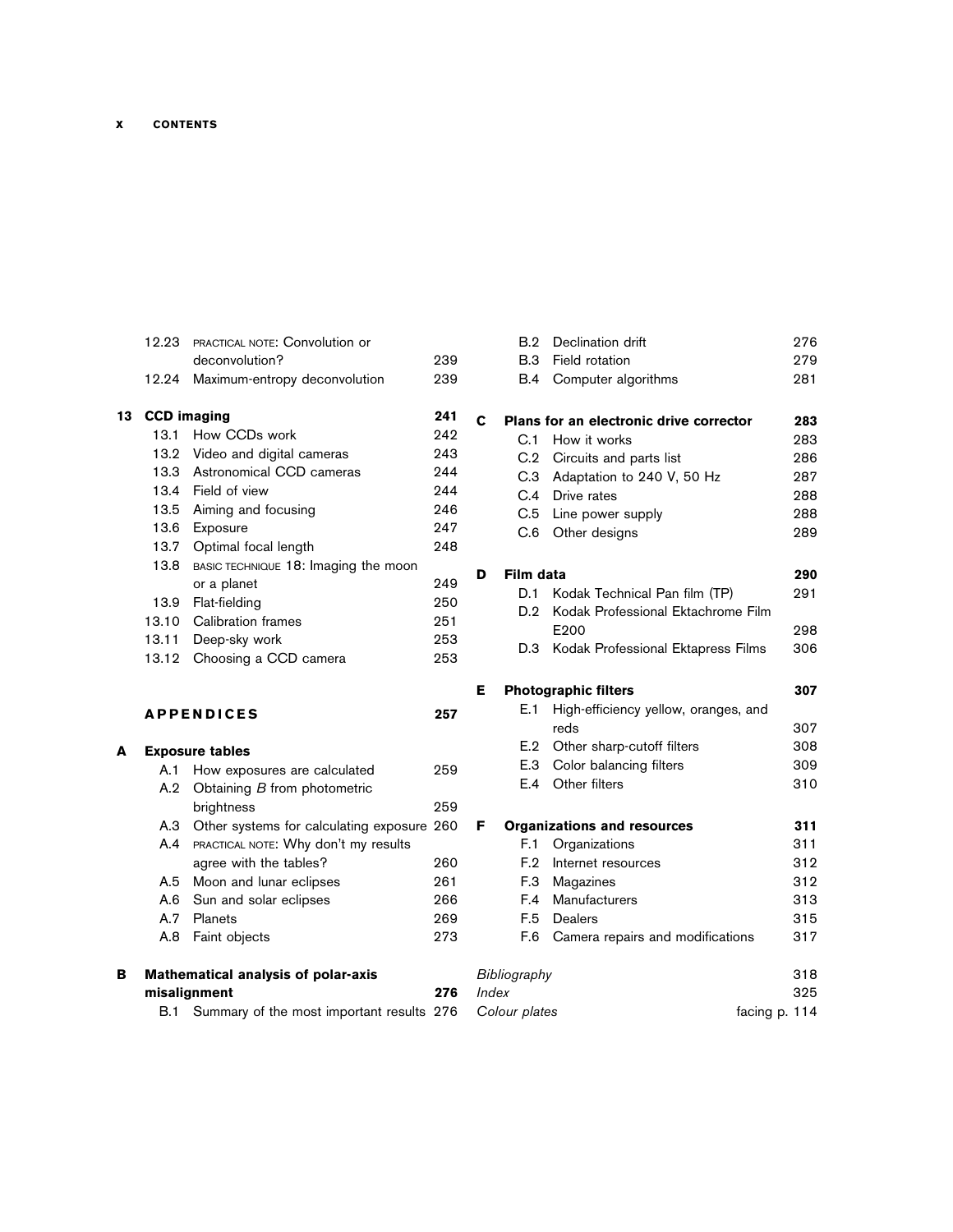12.23 PRACTICAL NOTE: Convolution or deconvolution? 239
12.24 Maximum-entropy deconvolution 239

**13 CCD imaging** **241**

13.1 How CCDs work 242
13.2 Video and digital cameras 243
13.3 Astronomical CCD cameras 244
13.4 Field of view 244
13.5 Aiming and focusing 246
13.6 Exposure 247
13.7 Optimal focal length 248
13.8 BASIC TECHNIQUE 18: Imaging the moon or a planet 249
13.9 Flat-fielding 250
13.10 Calibration frames 251
13.11 Deep-sky work 253
13.12 Choosing a CCD camera 253

**APPENDICES** **257**

**A Exposure tables**

A.1 How exposures are calculated 259
A.2 Obtaining *B* from photometric brightness 259
A.3 Other systems for calculating exposure 260
A.4 PRACTICAL NOTE: Why don't my results agree with the tables? 260
A.5 Moon and lunar eclipses 261
A.6 Sun and solar eclipses 266
A.7 Planets 269
A.8 Faint objects 273

**B Mathematical analysis of polar-axis misalignment** **276**

B.1 Summary of the most important results 276
B.2 Declination drift 276
B.3 Field rotation 279
B.4 Computer algorithms 281

**C Plans for an electronic drive corrector** **283**

C.1 How it works 283
C.2 Circuits and parts list 286
C.3 Adaptation to 240 V, 50 Hz 287
C.4 Drive rates 288
C.5 Line power supply 288
C.6 Other designs 289

**D Film data** **290**

D.1 Kodak Technical Pan film (TP) 291
D.2 Kodak Professional Ektachrome Film E200 298
D.3 Kodak Professional Ektapress Films 306

**E Photographic filters** **307**

E.1 High-efficiency yellow, oranges, and reds 307
E.2 Other sharp-cutoff filters 308
E.3 Color balancing filters 309
E.4 Other filters 310

**F Organizations and resources** **311**

F.1 Organizations 311
F.2 Internet resources 312
F.3 Magazines 312
F.4 Manufacturers 313
F.5 Dealers 315
F.6 Camera repairs and modifications 317

*Bibliography* 318
*Index* 325
*Colour plates* facing p. 114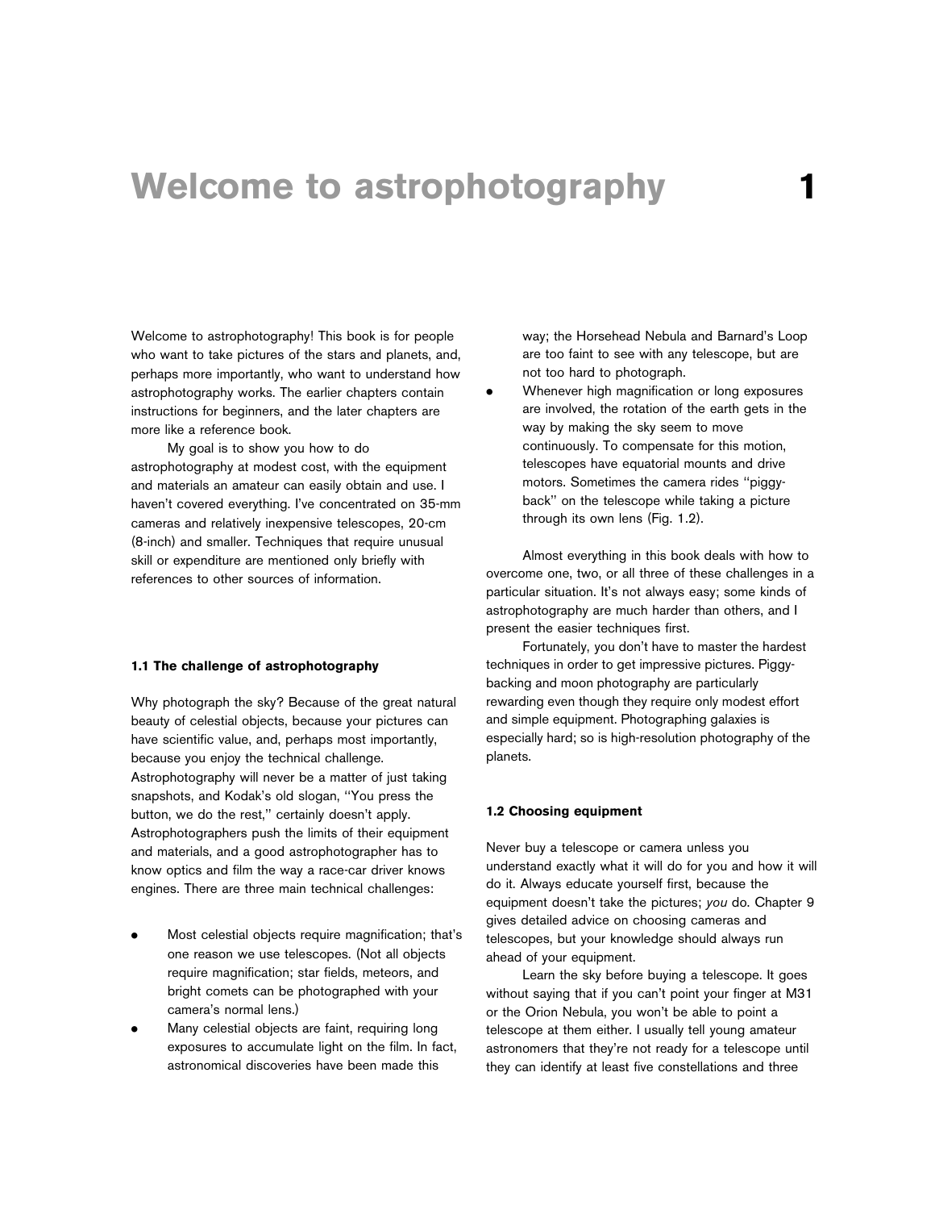# 1 Welcome to astrophotography

Welcome to astrophotography! This book is for people who want to take pictures of the stars and planets, and, perhaps more importantly, who want to understand how astrophotography works. The earlier chapters contain instructions for beginners, and the later chapters are more like a reference book.

My goal is to show you how to do astrophotography at modest cost, with the equipment and materials an amateur can easily obtain and use. I haven't covered everything. I've concentrated on 35-mm cameras and relatively inexpensive telescopes, 20-cm (8-inch) and smaller. Techniques that require unusual skill or expenditure are mentioned only briefly with references to other sources of information.

### 1.1 The challenge of astrophotography

Why photograph the sky? Because of the great natural beauty of celestial objects, because your pictures can have scientific value, and, perhaps most importantly, because you enjoy the technical challenge. Astrophotography will never be a matter of just taking snapshots, and Kodak's old slogan, "You press the button, we do the rest," certainly doesn't apply. Astrophotographers push the limits of their equipment and materials, and a good astrophotographer has to know optics and film the way a race-car driver knows engines. There are three main technical challenges:

- Most celestial objects require magnification; that's one reason we use telescopes. (Not all objects require magnification; star fields, meteors, and bright comets can be photographed with your camera's normal lens.)
- Many celestial objects are faint, requiring long exposures to accumulate light on the film. In fact, astronomical discoveries have been made this way; the Horsehead Nebula and Barnard's Loop are too faint to see with any telescope, but are not too hard to photograph.
- Whenever high magnification or long exposures are involved, the rotation of the earth gets in the way by making the sky seem to move continuously. To compensate for this motion, telescopes have equatorial mounts and drive motors. Sometimes the camera rides "piggy-back" on the telescope while taking a picture through its own lens (Fig. 1.2).

Almost everything in this book deals with how to overcome one, two, or all three of these challenges in a particular situation. It's not always easy; some kinds of astrophotography are much harder than others, and I present the easier techniques first.

Fortunately, you don't have to master the hardest techniques in order to get impressive pictures. Piggy-backing and moon photography are particularly rewarding even though they require only modest effort and simple equipment. Photographing galaxies is especially hard; so is high-resolution photography of the planets.

### 1.2 Choosing equipment

Never buy a telescope or camera unless you understand exactly what it will do for you and how it will do it. Always educate yourself first, because the equipment doesn't take the pictures; *you* do. Chapter 9 gives detailed advice on choosing cameras and telescopes, but your knowledge should always run ahead of your equipment.

Learn the sky before buying a telescope. It goes without saying that if you can't point your finger at M31 or the Orion Nebula, you won't be able to point a telescope at them either. I usually tell young amateur astronomers that they're not ready for a telescope until they can identify at least five constellations and three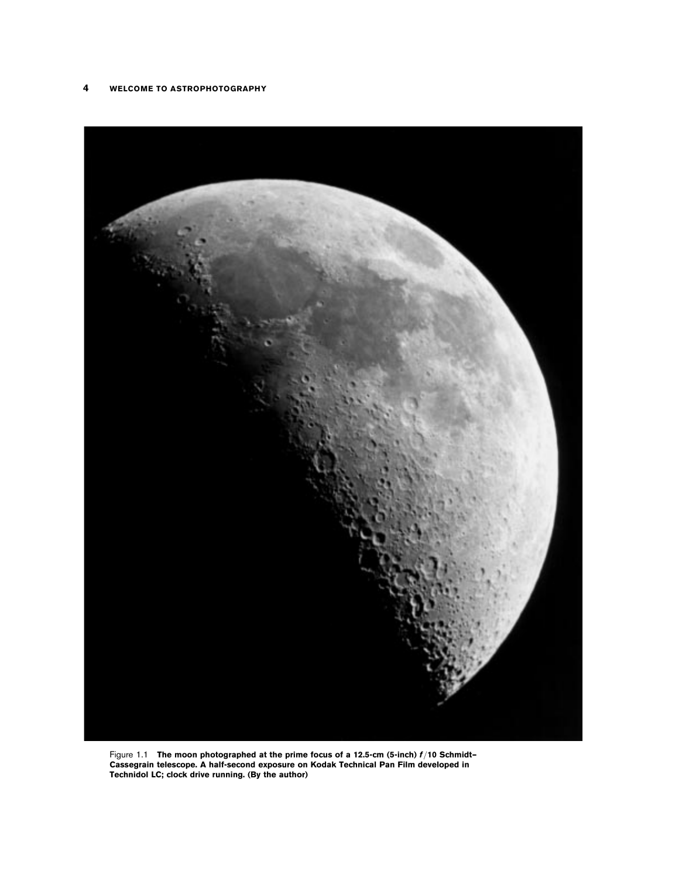Figure 1.1 **The moon photographed at the prime focus of a 12.5-cm (5-inch) *f*/10 Schmidt–Cassegrain telescope. A half-second exposure on Kodak Technical Pan Film developed in Technidol LC; clock drive running. (By the author)**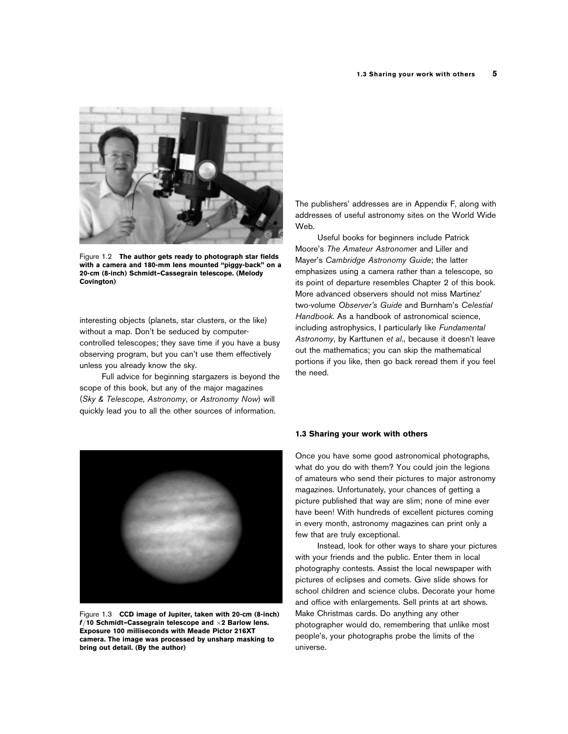Figure 1.2 **The author gets ready to photograph star fields with a camera and 180-mm lens mounted "piggy-back" on a 20-cm (8-inch) Schmidt–Cassegrain telescope. (Melody Covington)**

interesting objects (planets, star clusters, or the like) without a map. Don't be seduced by computer-controlled telescopes; they save time if you have a busy observing program, but you can't use them effectively unless you already know the sky.

Full advice for beginning stargazers is beyond the scope of this book, but any of the major magazines (*Sky & Telescope*, *Astronomy*, or *Astronomy Now*) will quickly lead you to all the other sources of information. The publishers' addresses are in Appendix F, along with addresses of useful astronomy sites on the World Wide Web.

Useful books for beginners include Patrick Moore's *The Amateur Astronomer* and Liller and Mayer's *Cambridge Astronomy Guide*; the latter emphasizes using a camera rather than a telescope, so its point of departure resembles Chapter 2 of this book. More advanced observers should not miss Martinez' two-volume *Observer's Guide* and Burnham's *Celestial Handbook*. As a handbook of astronomical science, including astrophysics, I particularly like *Fundamental Astronomy*, by Karttunen *et al*., because it doesn't leave out the mathematics; you can skip the mathematical portions if you like, then go back reread them if you feel the need.

Figure 1.3 **CCD image of Jupiter, taken with 20-cm (8-inch) *f*/10 Schmidt–Cassegrain telescope and ×2 Barlow lens. Exposure 100 milliseconds with Meade Pictor 216XT camera. The image was processed by unsharp masking to bring out detail. (By the author)**

## 1.3 Sharing your work with others

Once you have some good astronomical photographs, what do you do with them? You could join the legions of amateurs who send their pictures to major astronomy magazines. Unfortunately, your chances of getting a picture published that way are slim; none of mine ever have been! With hundreds of excellent pictures coming in every month, astronomy magazines can print only a few that are truly exceptional.

Instead, look for other ways to share your pictures with your friends and the public. Enter them in local photography contests. Assist the local newspaper with pictures of eclipses and comets. Give slide shows for school children and science clubs. Decorate your home and office with enlargements. Sell prints at art shows. Make Christmas cards. Do anything any other photographer would do, remembering that unlike most people's, your photographs probe the limits of the universe.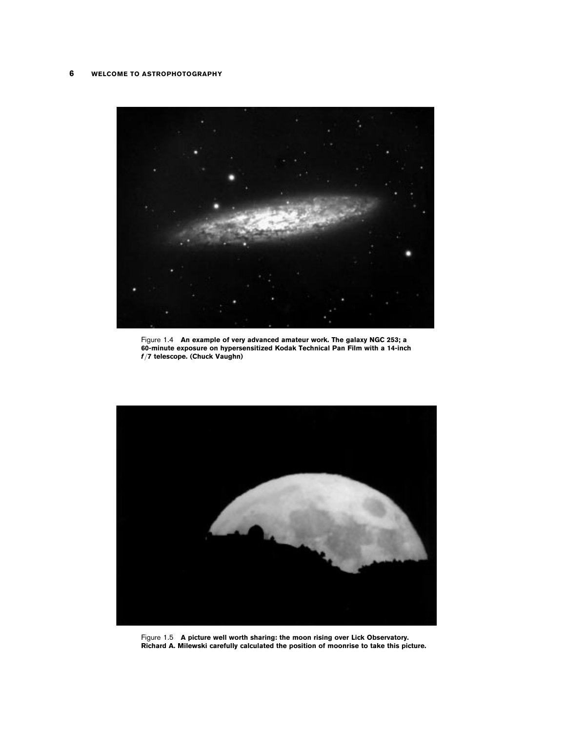Figure 1.4 **An example of very advanced amateur work. The galaxy NGC 253; a 60-minute exposure on hypersensitized Kodak Technical Pan Film with a 14-inch *f*/7 telescope. (Chuck Vaughn)**

Figure 1.5 **A picture well worth sharing: the moon rising over Lick Observatory. Richard A. Milewski carefully calculated the position of moonrise to take this picture.**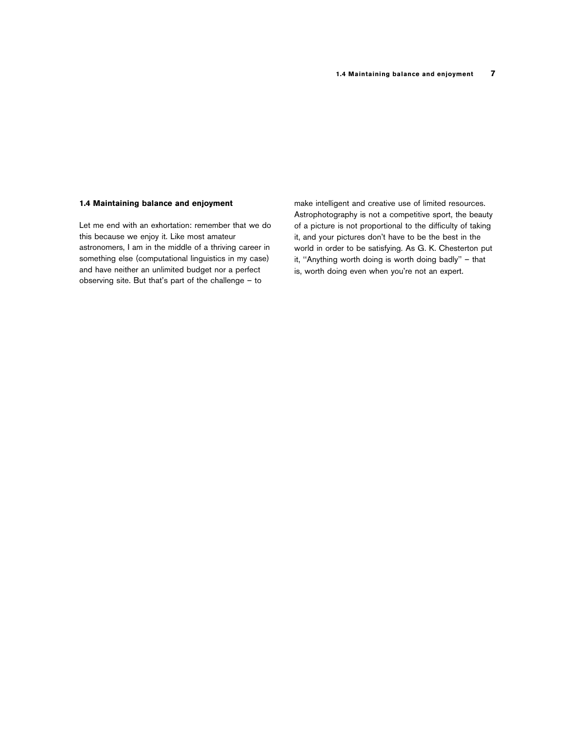## 1.4 Maintaining balance and enjoyment

Let me end with an exhortation: remember that we do this because we enjoy it. Like most amateur astronomers, I am in the middle of a thriving career in something else (computational linguistics in my case) and have neither an unlimited budget nor a perfect observing site. But that's part of the challenge – to make intelligent and creative use of limited resources. Astrophotography is not a competitive sport, the beauty of a picture is not proportional to the difficulty of taking it, and your pictures don't have to be the best in the world in order to be satisfying. As G. K. Chesterton put it, ''Anything worth doing is worth doing badly'' – that is, worth doing even when you're not an expert.